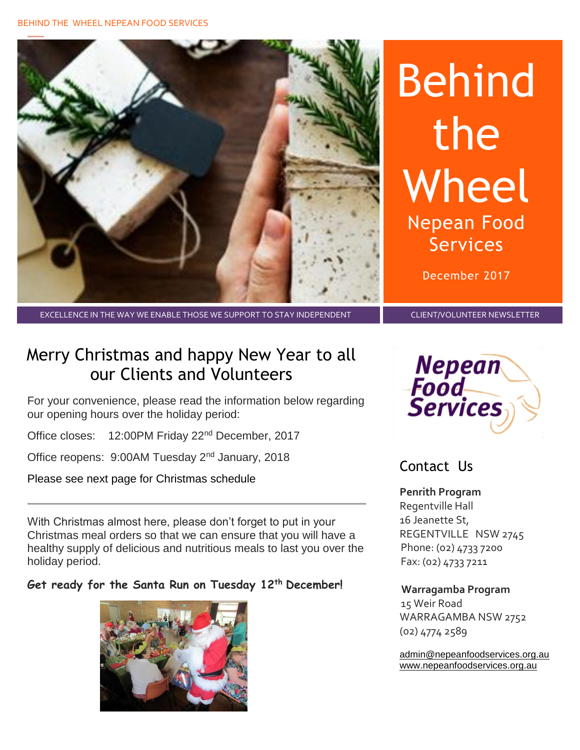# Behind the Wheel

## Nepean Food Services

December 2017

EXCELLENCE IN THE WAY WE ENABLE THOSE WE SUPPORT TO STAY INDEPENDENT

CLIENT/VOLUNTEER NEWSLETTER

## Merry Christmas and happy New Year to all our Clients and Volunteers

For your convenience, please read the information below regarding our opening hours over the holiday period:

Office closes: 12:00PM Friday 22nd December, 2017

Office reopens: 9:00AM Tuesday 2nd January, 2018

Please see next page for Christmas schedule

---

With Christmas almost here, please don't forget to put in your Christmas meal orders so that we can ensure that you will have a healthy supply of delicious and nutritious meals to last you over the holiday period.

**Get ready for the Santa Run on Tuesday 12th December!**

## Contact Us

**Penrith Program**
Regentville Hall
16 Jeanette St,
REGENTVILLE NSW 2745
Phone: (02) 4733 7200
Fax: (02) 4733 7211

**Warragamba Program**
15 Weir Road
WARRAGAMBA NSW 2752
(02) 4774 2589

admin@nepeanfoodservices.org.au
www.nepeanfoodservices.org.au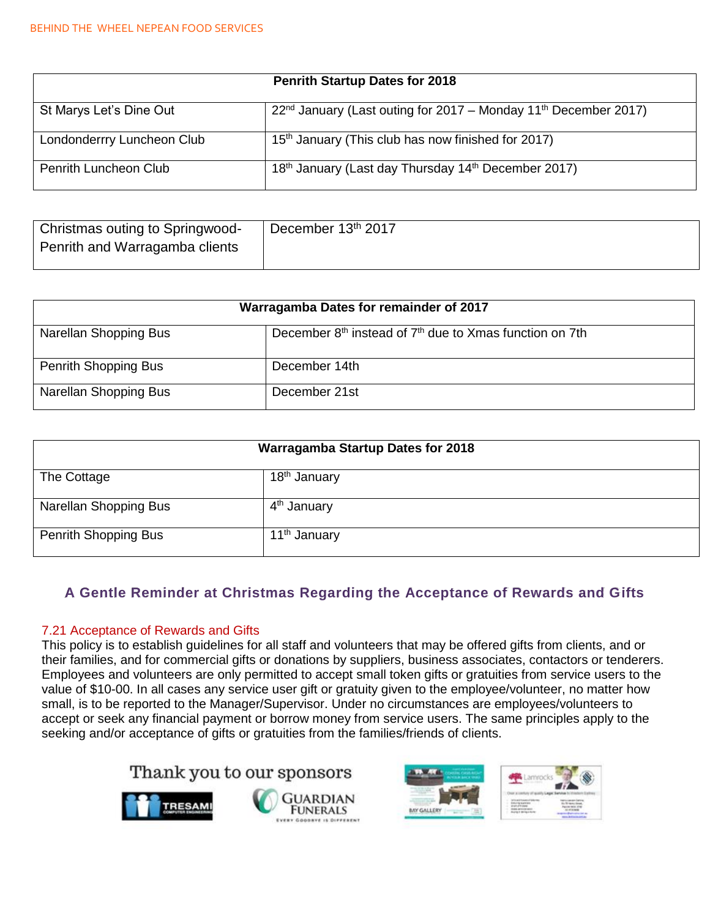| Penrith Startup Dates for 2018 | |
|---|---|
| St Marys Let's Dine Out | 22nd January (Last outing for 2017 – Monday 11th December 2017) |
| Londonderrry Luncheon Club | 15th January (This club has now finished for 2017) |
| Penrith Luncheon Club | 18th January (Last day Thursday 14th December 2017) |

| | |
|---|---|
| Christmas outing to Springwood-Penrith and Warragamba clients | December 13th 2017 |

| Warragamba Dates for remainder of 2017 | |
|---|---|
| Narellan Shopping Bus | December 8th instead of 7th due to Xmas function on 7th |
| Penrith Shopping Bus | December 14th |
| Narellan Shopping Bus | December 21st |

| Warragamba Startup Dates for 2018 | |
|---|---|
| The Cottage | 18th January |
| Narellan Shopping Bus | 4th January |
| Penrith Shopping Bus | 11th January |

## A Gentle Reminder at Christmas Regarding the Acceptance of Rewards and Gifts

### 7.21 Acceptance of Rewards and Gifts

This policy is to establish guidelines for all staff and volunteers that may be offered gifts from clients, and or their families, and for commercial gifts or donations by suppliers, business associates, contactors or tenderers. Employees and volunteers are only permitted to accept small token gifts or gratuities from service users to the value of $10-00. In all cases any service user gift or gratuity given to the employee/volunteer, no matter how small, is to be reported to the Manager/Supervisor. Under no circumstances are employees/volunteers to accept or seek any financial payment or borrow money from service users. The same principles apply to the seeking and/or acceptance of gifts or gratuities from the families/friends of clients.

Thank you to our sponsors

TRESAMI COMPUTER ENGINEERING

GUARDIAN FUNERALS EVERY GOODBYE IS DIFFERENT

BAY GALLERY

Lamrocks